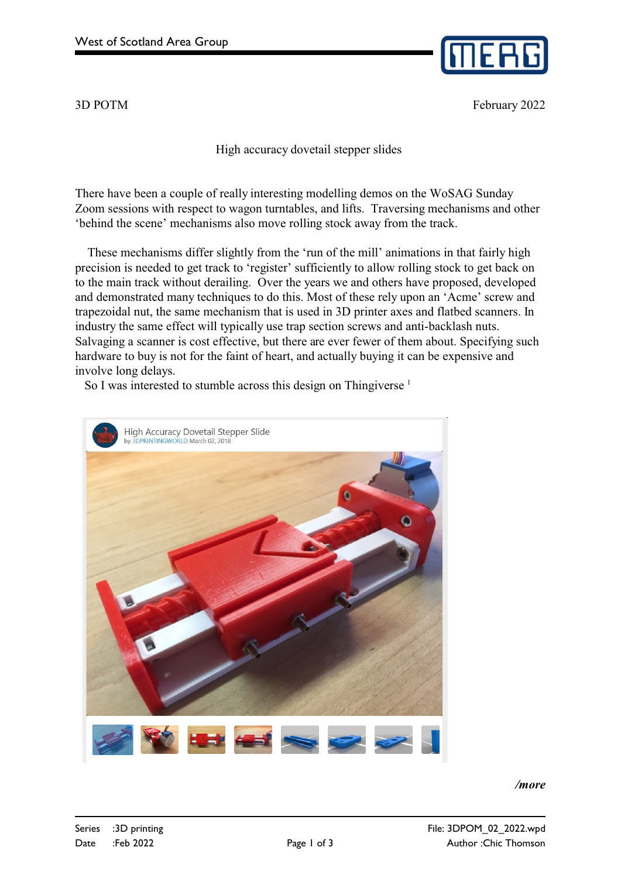3D POTM February 2022

# High accuracy dovetail stepper slides

There have been a couple of really interesting modelling demos on the WoSAG Sunday Zoom sessions with respect to wagon turntables, and lifts. Traversing mechanisms and other 'behind the scene' mechanisms also move rolling stock away from the track.

These mechanisms differ slightly from the 'run of the mill' animations in that fairly high precision is needed to get track to 'register' sufficiently to allow rolling stock to get back on to the main track without derailing. Over the years we and others have proposed, developed and demonstrated many techniques to do this. Most of these rely upon an 'Acme' screw and trapezoidal nut, the same mechanism that is used in 3D printer axes and flatbed scanners. In industry the same effect will typically use trap section screws and anti-backlash nuts. Salvaging a scanner is cost effective, but there are ever fewer of them about. Specifying such hardware to buy is not for the faint of heart, and actually buying it can be expensive and involve long delays.

So I was interested to stumble across this design on Thingiverse [1]

High Accuracy Dovetail Stepper Slide
by 3DPRINTINGWORLD March 02, 2018

*/more*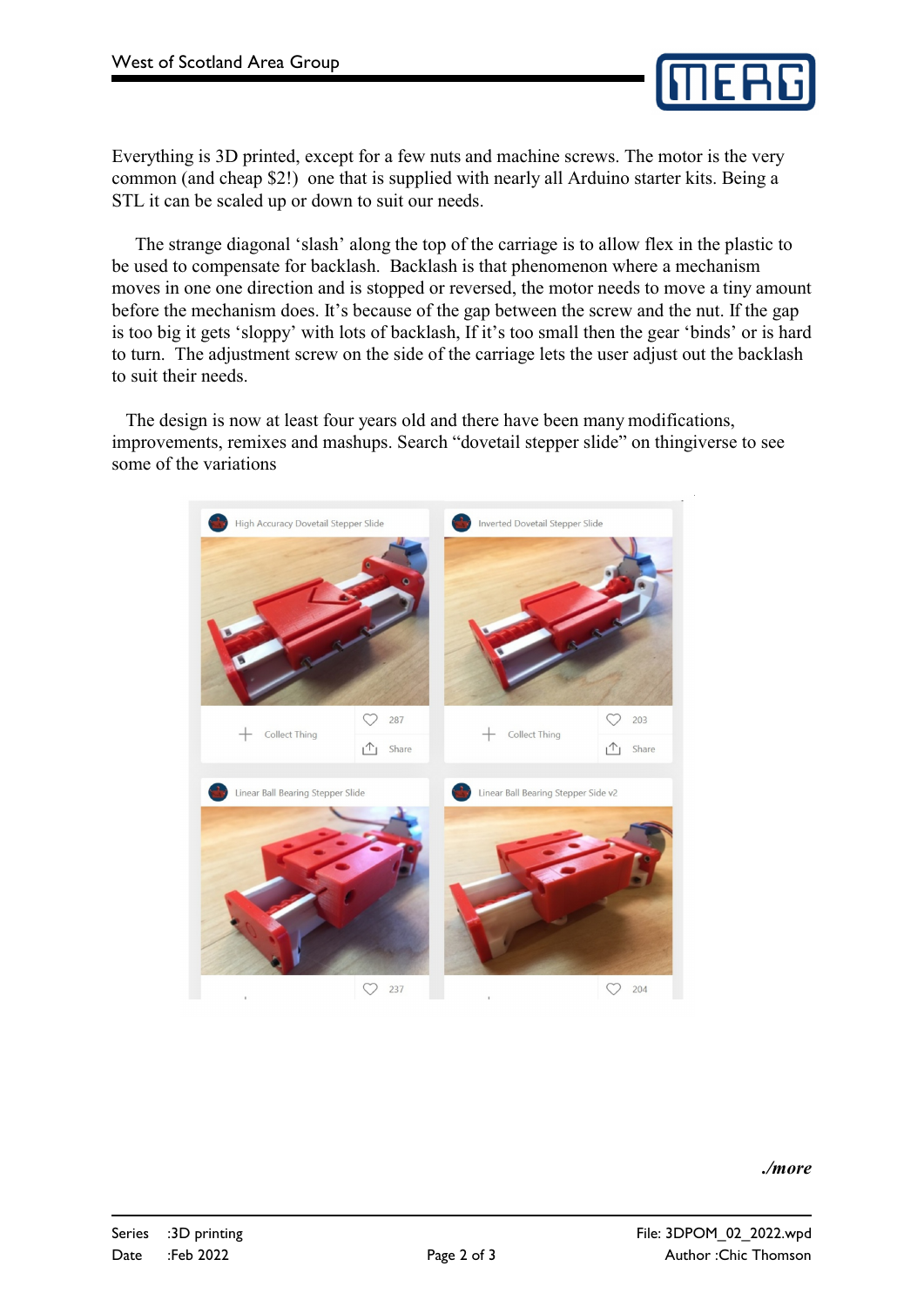Everything is 3D printed, except for a few nuts and machine screws. The motor is the very common (and cheap $2!) one that is supplied with nearly all Arduino starter kits. Being a STL it can be scaled up or down to suit our needs.

The strange diagonal 'slash' along the top of the carriage is to allow flex in the plastic to be used to compensate for backlash. Backlash is that phenomenon where a mechanism moves in one one direction and is stopped or reversed, the motor needs to move a tiny amount before the mechanism does. It's because of the gap between the screw and the nut. If the gap is too big it gets 'sloppy' with lots of backlash, If it's too small then the gear 'binds' or is hard to turn. The adjustment screw on the side of the carriage lets the user adjust out the backlash to suit their needs.

The design is now at least four years old and there have been many modifications, improvements, remixes and mashups. Search "dovetail stepper slide" on thingiverse to see some of the variations

High Accuracy Dovetail Stepper Slide — 287 — Collect Thing — Share

Inverted Dovetail Stepper Slide — 203 — Collect Thing — Share

Linear Ball Bearing Stepper Slide — 237

Linear Ball Bearing Stepper Side v2 — 204

*./more*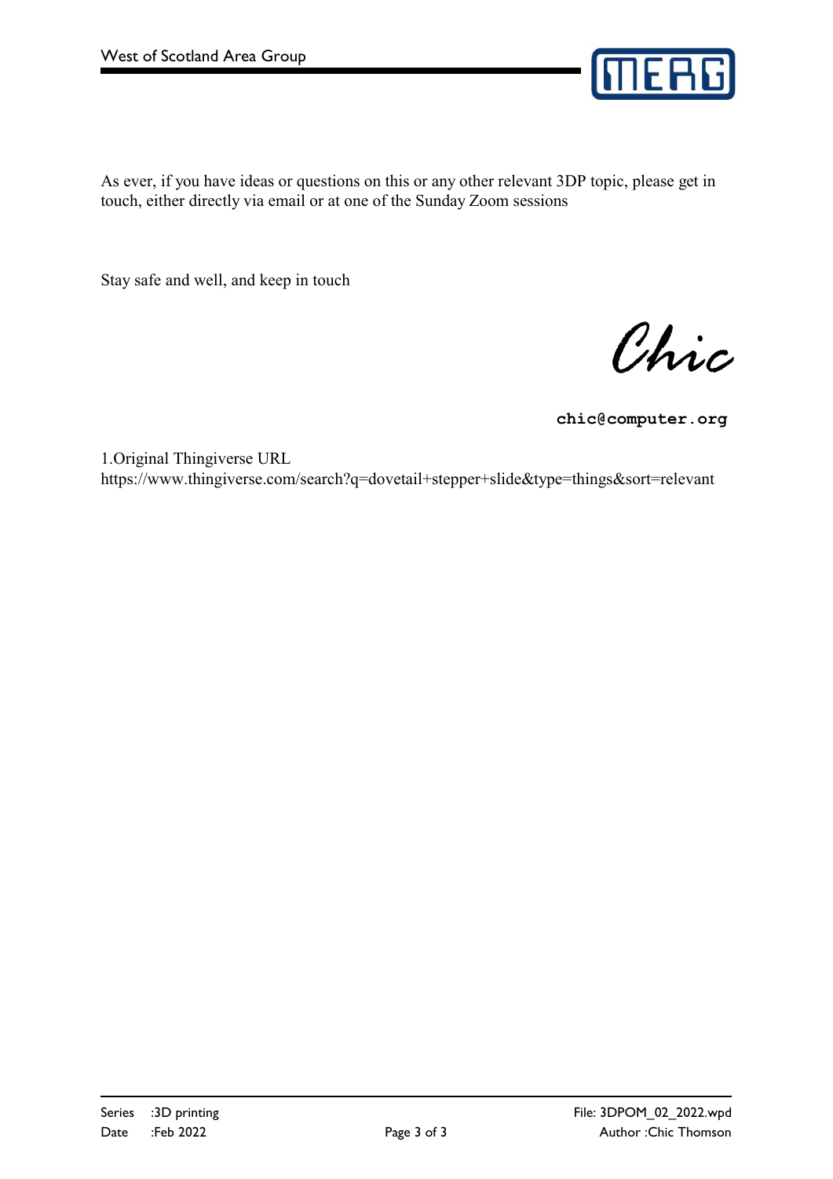As ever, if you have ideas or questions on this or any other relevant 3DP topic, please get in touch, either directly via email or at one of the Sunday Zoom sessions

Stay safe and well, and keep in touch

*Chic*

**chic@computer.org**

1.Original Thingiverse URL
https://www.thingiverse.com/search?q=dovetail+stepper+slide&type=things&sort=relevant